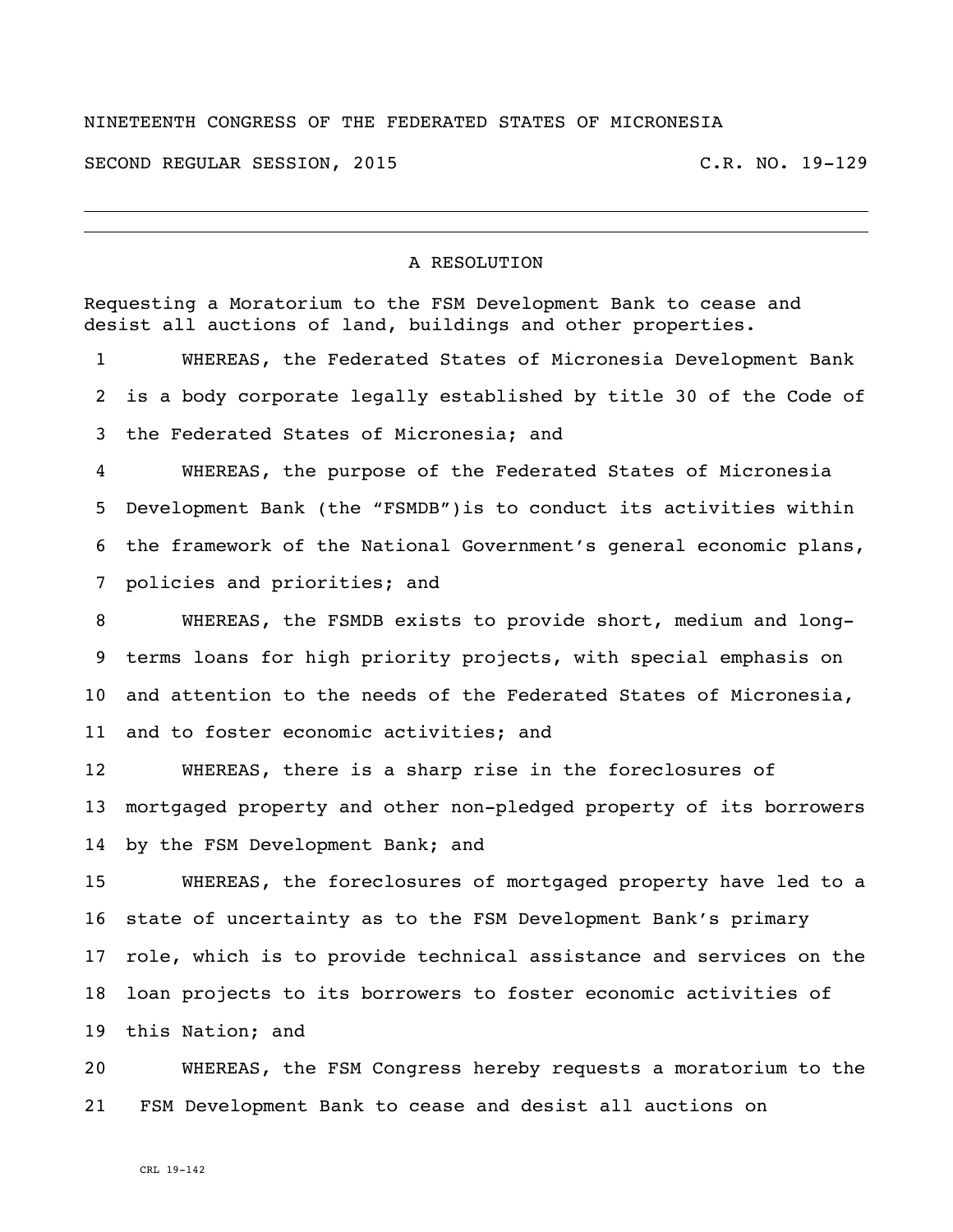NINETEENTH CONGRESS OF THE FEDERATED STATES OF MICRONESIA

SECOND REGULAR SESSION, 2015 C.R. NO. 19-129

---

A RESOLUTION

Requesting a Moratorium to the FSM Development Bank to cease and desist all auctions of land, buildings and other properties.

1 WHEREAS, the Federated States of Micronesia Development Bank
2 is a body corporate legally established by title 30 of the Code of
3 the Federated States of Micronesia; and
4 WHEREAS, the purpose of the Federated States of Micronesia
5 Development Bank (the "FSMDB")is to conduct its activities within
6 the framework of the National Government's general economic plans,
7 policies and priorities; and
8 WHEREAS, the FSMDB exists to provide short, medium and long-
9 terms loans for high priority projects, with special emphasis on
10 and attention to the needs of the Federated States of Micronesia,
11 and to foster economic activities; and
12 WHEREAS, there is a sharp rise in the foreclosures of
13 mortgaged property and other non-pledged property of its borrowers
14 by the FSM Development Bank; and
15 WHEREAS, the foreclosures of mortgaged property have led to a
16 state of uncertainty as to the FSM Development Bank's primary
17 role, which is to provide technical assistance and services on the
18 loan projects to its borrowers to foster economic activities of
19 this Nation; and
20 WHEREAS, the FSM Congress hereby requests a moratorium to the
21 FSM Development Bank to cease and desist all auctions on

CRL 19-142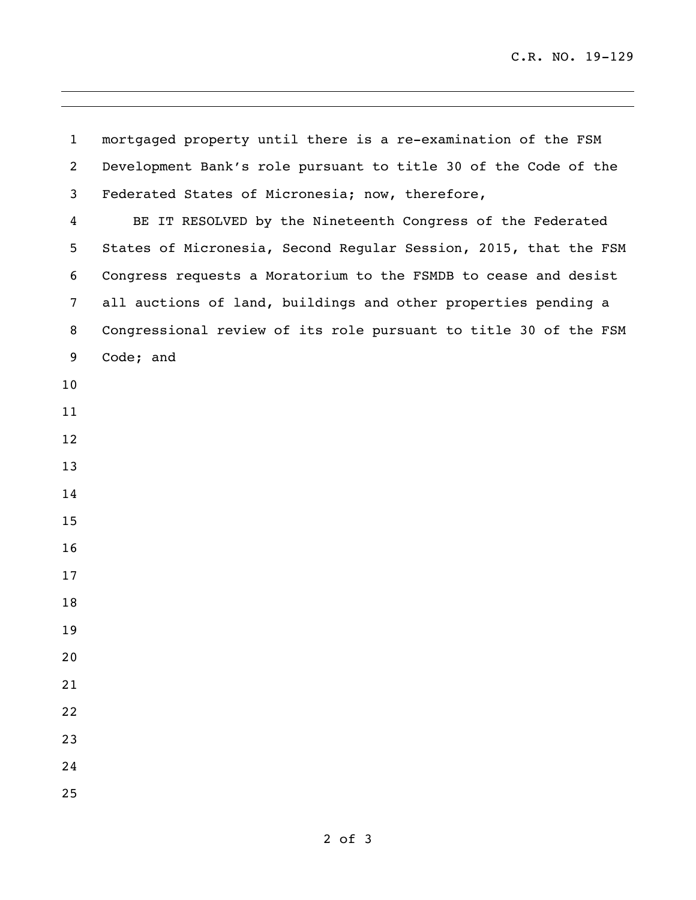mortgaged property until there is a re-examination of the FSM Development Bank's role pursuant to title 30 of the Code of the Federated States of Micronesia; now, therefore,

BE IT RESOLVED by the Nineteenth Congress of the Federated States of Micronesia, Second Regular Session, 2015, that the FSM Congress requests a Moratorium to the FSMDB to cease and desist all auctions of land, buildings and other properties pending a Congressional review of its role pursuant to title 30 of the FSM Code; and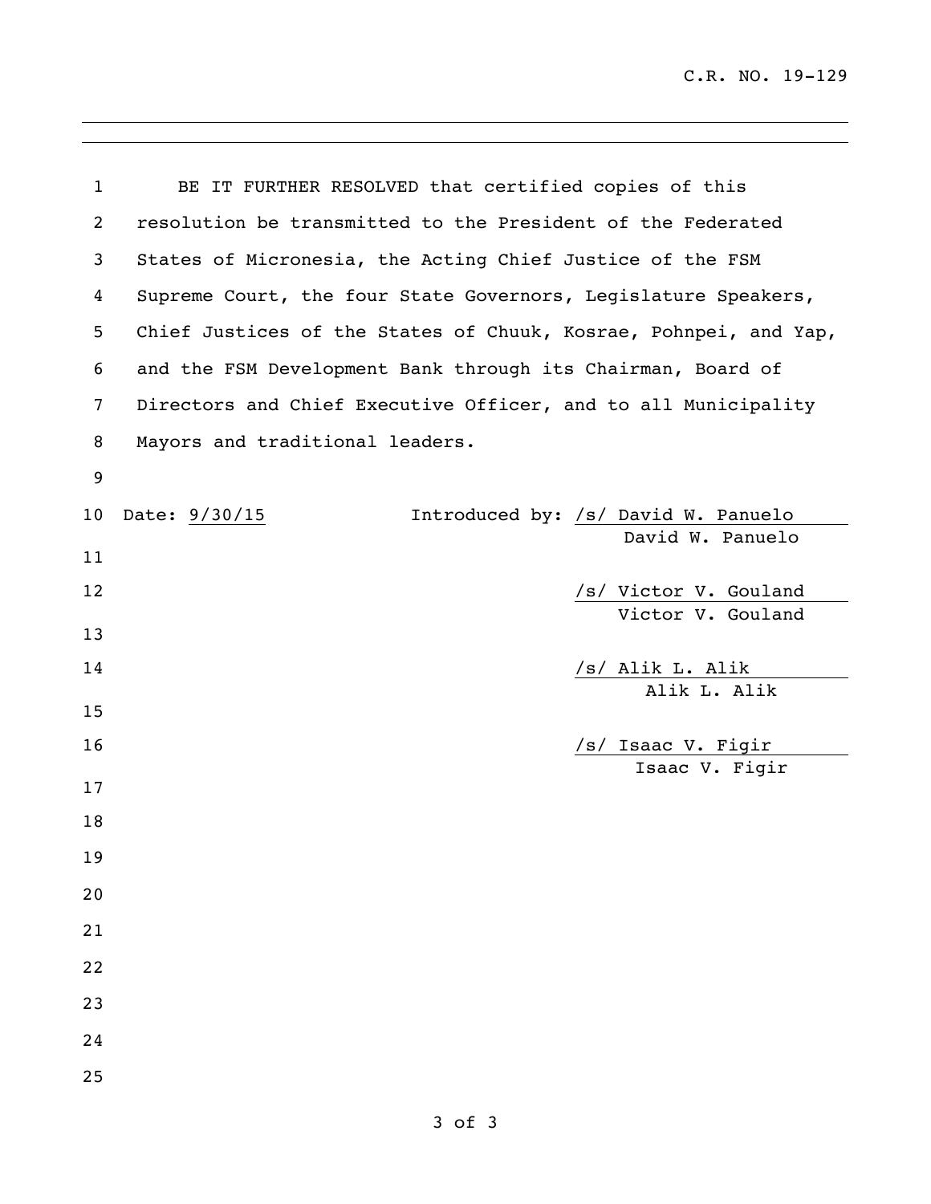BE IT FURTHER RESOLVED that certified copies of this resolution be transmitted to the President of the Federated States of Micronesia, the Acting Chief Justice of the FSM Supreme Court, the four State Governors, Legislature Speakers, Chief Justices of the States of Chuuk, Kosrae, Pohnpei, and Yap, and the FSM Development Bank through its Chairman, Board of Directors and Chief Executive Officer, and to all Municipality Mayors and traditional leaders.

Date: 9/30/15

Introduced by: /s/ David W. Panuelo
David W. Panuelo

/s/ Victor V. Gouland
Victor V. Gouland

/s/ Alik L. Alik
Alik L. Alik

/s/ Isaac V. Figir
Isaac V. Figir